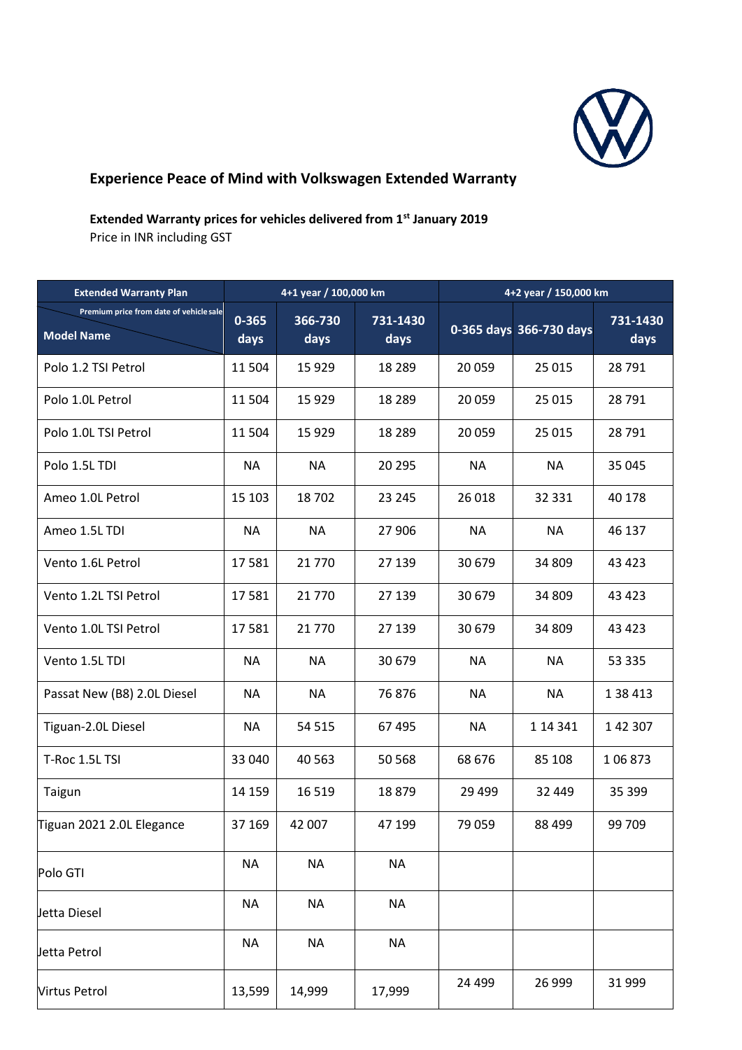## Experience Peace of Mind with Volkswagen Extended Warranty

**Extended Warranty prices for vehicles delivered from 1st January 2019**
Price in INR including GST

| Extended Warranty Plan | 4+1 year / 100,000 km | | | 4+2 year / 150,000 km | | |
|---|---|---|---|---|---|---|
| Premium price from date of vehicle sale / Model Name | 0-365 days | 366-730 days | 731-1430 days | 0-365 days | 366-730 days | 731-1430 days |
| Polo 1.2 TSI Petrol | 11 504 | 15 929 | 18 289 | 20 059 | 25 015 | 28 791 |
| Polo 1.0L Petrol | 11 504 | 15 929 | 18 289 | 20 059 | 25 015 | 28 791 |
| Polo 1.0L TSI Petrol | 11 504 | 15 929 | 18 289 | 20 059 | 25 015 | 28 791 |
| Polo 1.5L TDI | NA | NA | 20 295 | NA | NA | 35 045 |
| Ameo 1.0L Petrol | 15 103 | 18 702 | 23 245 | 26 018 | 32 331 | 40 178 |
| Ameo 1.5L TDI | NA | NA | 27 906 | NA | NA | 46 137 |
| Vento 1.6L Petrol | 17 581 | 21 770 | 27 139 | 30 679 | 34 809 | 43 423 |
| Vento 1.2L TSI Petrol | 17 581 | 21 770 | 27 139 | 30 679 | 34 809 | 43 423 |
| Vento 1.0L TSI Petrol | 17 581 | 21 770 | 27 139 | 30 679 | 34 809 | 43 423 |
| Vento 1.5L TDI | NA | NA | 30 679 | NA | NA | 53 335 |
| Passat New (B8) 2.0L Diesel | NA | NA | 76 876 | NA | NA | 1 38 413 |
| Tiguan-2.0L Diesel | NA | 54 515 | 67 495 | NA | 1 14 341 | 1 42 307 |
| T-Roc 1.5L TSI | 33 040 | 40 563 | 50 568 | 68 676 | 85 108 | 1 06 873 |
| Taigun | 14 159 | 16 519 | 18 879 | 29 499 | 32 449 | 35 399 |
| Tiguan 2021 2.0L Elegance | 37 169 | 42 007 | 47 199 | 79 059 | 88 499 | 99 709 |
| Polo GTI | NA | NA | NA | | | |
| Jetta Diesel | NA | NA | NA | | | |
| Jetta Petrol | NA | NA | NA | | | |
| Virtus Petrol | 13,599 | 14,999 | 17,999 | 24 499 | 26 999 | 31 999 |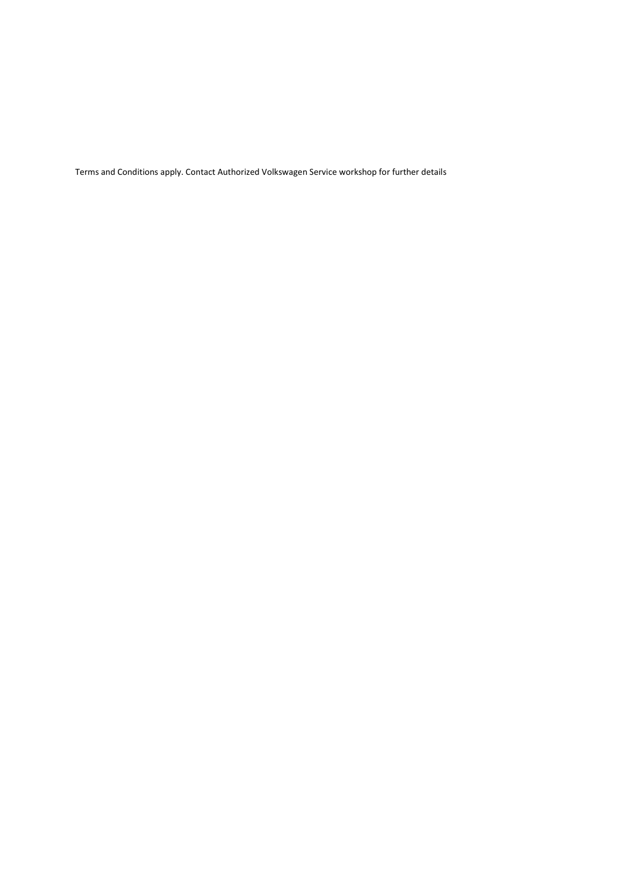Terms and Conditions apply. Contact Authorized Volkswagen Service workshop for further details